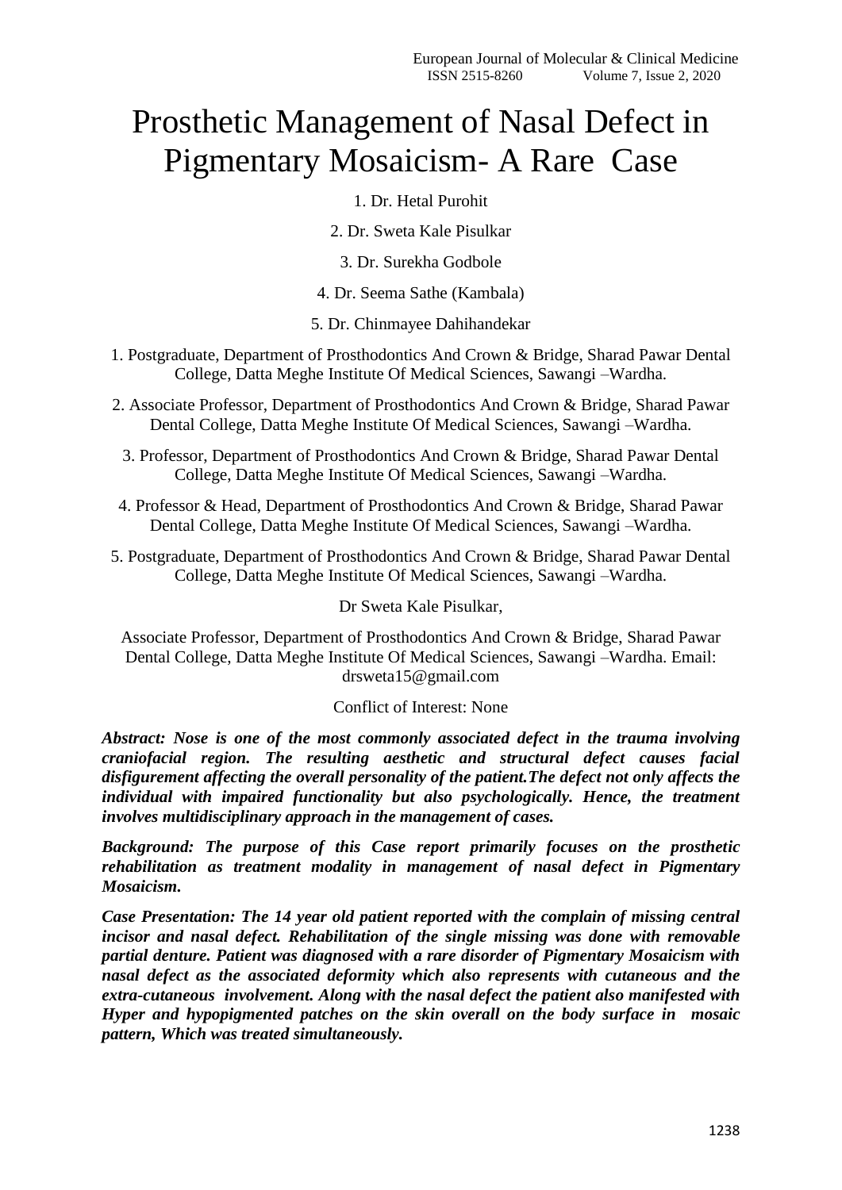# Prosthetic Management of Nasal Defect in Pigmentary Mosaicism- A Rare Case

1. Dr. Hetal Purohit

2. Dr. Sweta Kale Pisulkar

3. Dr. Surekha Godbole

4. Dr. Seema Sathe (Kambala)

5. Dr. Chinmayee Dahihandekar

1. Postgraduate, Department of Prosthodontics And Crown & Bridge, Sharad Pawar Dental College, Datta Meghe Institute Of Medical Sciences, Sawangi –Wardha.

2. Associate Professor, Department of Prosthodontics And Crown & Bridge, Sharad Pawar Dental College, Datta Meghe Institute Of Medical Sciences, Sawangi –Wardha.

3. Professor, Department of Prosthodontics And Crown & Bridge, Sharad Pawar Dental College, Datta Meghe Institute Of Medical Sciences, Sawangi –Wardha.

4. Professor & Head, Department of Prosthodontics And Crown & Bridge, Sharad Pawar Dental College, Datta Meghe Institute Of Medical Sciences, Sawangi –Wardha.

5. Postgraduate, Department of Prosthodontics And Crown & Bridge, Sharad Pawar Dental College, Datta Meghe Institute Of Medical Sciences, Sawangi –Wardha.

Dr Sweta Kale Pisulkar,

Associate Professor, Department of Prosthodontics And Crown & Bridge, Sharad Pawar Dental College, Datta Meghe Institute Of Medical Sciences, Sawangi –Wardha. Email: drsweta15@gmail.com

Conflict of Interest: None

***Abstract: Nose is one of the most commonly associated defect in the trauma involving craniofacial region. The resulting aesthetic and structural defect causes facial disfigurement affecting the overall personality of the patient.The defect not only affects the individual with impaired functionality but also psychologically. Hence, the treatment involves multidisciplinary approach in the management of cases.***

***Background: The purpose of this Case report primarily focuses on the prosthetic rehabilitation as treatment modality in management of nasal defect in Pigmentary Mosaicism.***

***Case Presentation: The 14 year old patient reported with the complain of missing central incisor and nasal defect. Rehabilitation of the single missing was done with removable partial denture. Patient was diagnosed with a rare disorder of Pigmentary Mosaicism with nasal defect as the associated deformity which also represents with cutaneous and the extra-cutaneous involvement. Along with the nasal defect the patient also manifested with Hyper and hypopigmented patches on the skin overall on the body surface in mosaic pattern, Which was treated simultaneously.***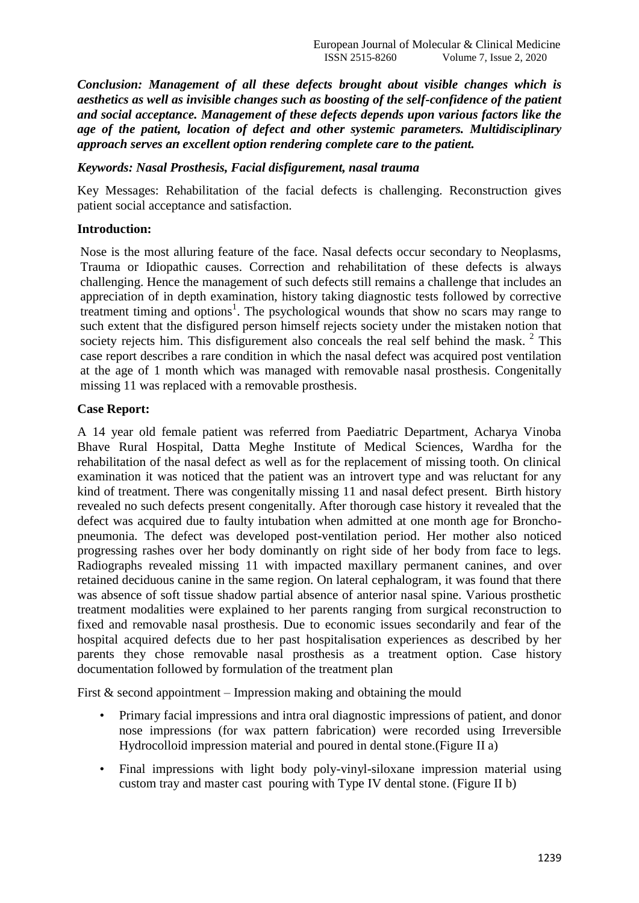***Conclusion: Management of all these defects brought about visible changes which is aesthetics as well as invisible changes such as boosting of the self-confidence of the patient and social acceptance. Management of these defects depends upon various factors like the age of the patient, location of defect and other systemic parameters. Multidisciplinary approach serves an excellent option rendering complete care to the patient.***

***Keywords: Nasal Prosthesis, Facial disfigurement, nasal trauma***

Key Messages: Rehabilitation of the facial defects is challenging. Reconstruction gives patient social acceptance and satisfaction.

**Introduction:**

Nose is the most alluring feature of the face. Nasal defects occur secondary to Neoplasms, Trauma or Idiopathic causes. Correction and rehabilitation of these defects is always challenging. Hence the management of such defects still remains a challenge that includes an appreciation of in depth examination, history taking diagnostic tests followed by corrective treatment timing and options[1]. The psychological wounds that show no scars may range to such extent that the disfigured person himself rejects society under the mistaken notion that society rejects him. This disfigurement also conceals the real self behind the mask. [2] This case report describes a rare condition in which the nasal defect was acquired post ventilation at the age of 1 month which was managed with removable nasal prosthesis. Congenitally missing 11 was replaced with a removable prosthesis.

**Case Report:**

A 14 year old female patient was referred from Paediatric Department, Acharya Vinoba Bhave Rural Hospital, Datta Meghe Institute of Medical Sciences, Wardha for the rehabilitation of the nasal defect as well as for the replacement of missing tooth. On clinical examination it was noticed that the patient was an introvert type and was reluctant for any kind of treatment. There was congenitally missing 11 and nasal defect present. Birth history revealed no such defects present congenitally. After thorough case history it revealed that the defect was acquired due to faulty intubation when admitted at one month age for Broncho-pneumonia. The defect was developed post-ventilation period. Her mother also noticed progressing rashes over her body dominantly on right side of her body from face to legs. Radiographs revealed missing 11 with impacted maxillary permanent canines, and over retained deciduous canine in the same region. On lateral cephalogram, it was found that there was absence of soft tissue shadow partial absence of anterior nasal spine. Various prosthetic treatment modalities were explained to her parents ranging from surgical reconstruction to fixed and removable nasal prosthesis. Due to economic issues secondarily and fear of the hospital acquired defects due to her past hospitalisation experiences as described by her parents they chose removable nasal prosthesis as a treatment option. Case history documentation followed by formulation of the treatment plan

First & second appointment – Impression making and obtaining the mould

- Primary facial impressions and intra oral diagnostic impressions of patient, and donor nose impressions (for wax pattern fabrication) were recorded using Irreversible Hydrocolloid impression material and poured in dental stone.(Figure II a)
- Final impressions with light body poly-vinyl-siloxane impression material using custom tray and master cast pouring with Type IV dental stone. (Figure II b)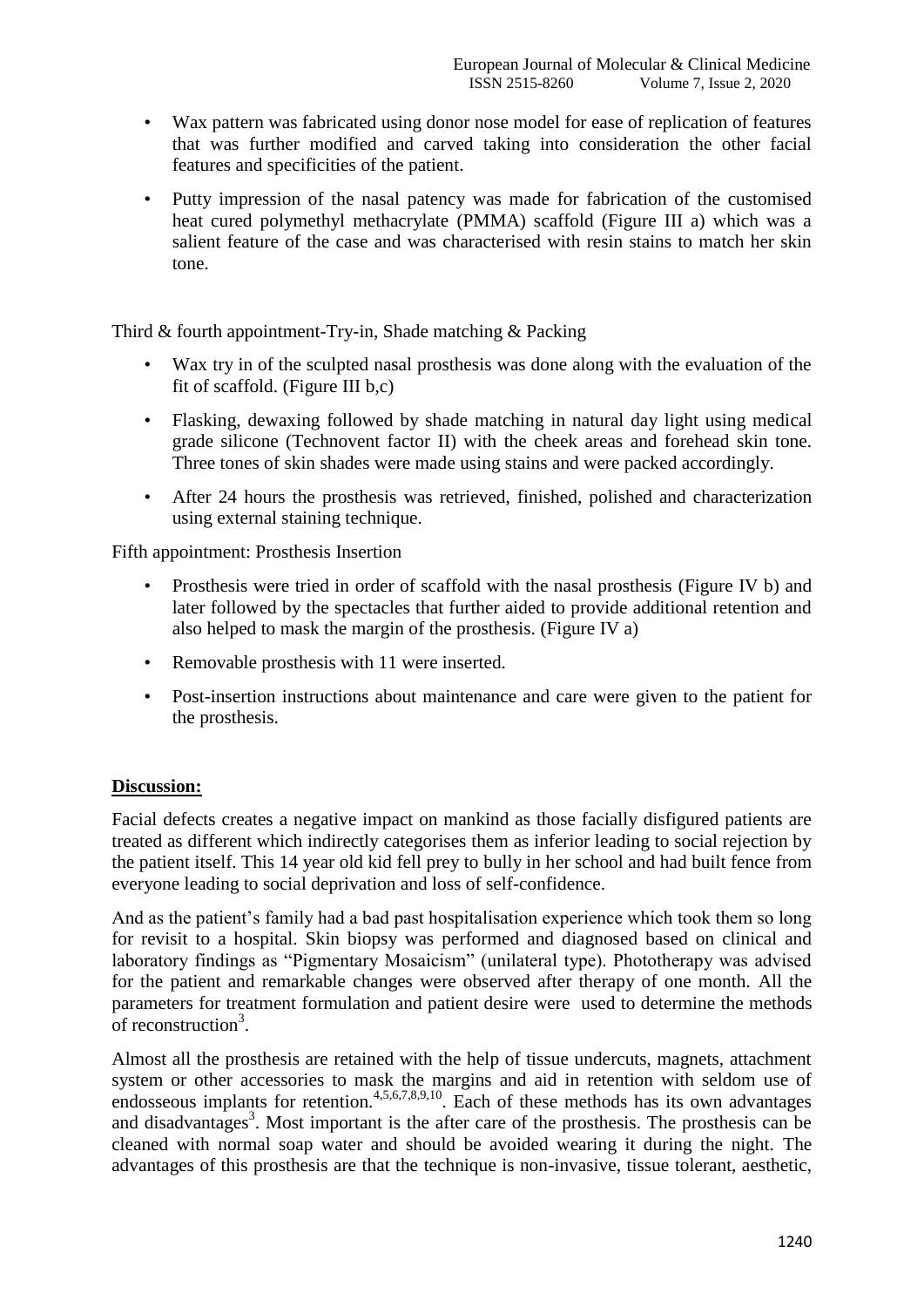- Wax pattern was fabricated using donor nose model for ease of replication of features that was further modified and carved taking into consideration the other facial features and specificities of the patient.
- Putty impression of the nasal patency was made for fabrication of the customised heat cured polymethyl methacrylate (PMMA) scaffold (Figure III a) which was a salient feature of the case and was characterised with resin stains to match her skin tone.

Third & fourth appointment-Try-in, Shade matching & Packing

- Wax try in of the sculpted nasal prosthesis was done along with the evaluation of the fit of scaffold. (Figure III b,c)
- Flasking, dewaxing followed by shade matching in natural day light using medical grade silicone (Technovent factor II) with the cheek areas and forehead skin tone. Three tones of skin shades were made using stains and were packed accordingly.
- After 24 hours the prosthesis was retrieved, finished, polished and characterization using external staining technique.

Fifth appointment: Prosthesis Insertion

- Prosthesis were tried in order of scaffold with the nasal prosthesis (Figure IV b) and later followed by the spectacles that further aided to provide additional retention and also helped to mask the margin of the prosthesis. (Figure IV a)
- Removable prosthesis with 11 were inserted.
- Post-insertion instructions about maintenance and care were given to the patient for the prosthesis.

## Discussion:

Facial defects creates a negative impact on mankind as those facially disfigured patients are treated as different which indirectly categorises them as inferior leading to social rejection by the patient itself. This 14 year old kid fell prey to bully in her school and had built fence from everyone leading to social deprivation and loss of self-confidence.

And as the patient's family had a bad past hospitalisation experience which took them so long for revisit to a hospital. Skin biopsy was performed and diagnosed based on clinical and laboratory findings as "Pigmentary Mosaicism" (unilateral type). Phototherapy was advised for the patient and remarkable changes were observed after therapy of one month. All the parameters for treatment formulation and patient desire were used to determine the methods of reconstruction[3].

Almost all the prosthesis are retained with the help of tissue undercuts, magnets, attachment system or other accessories to mask the margins and aid in retention with seldom use of endosseous implants for retention.[4,5,6,7,8,9,10]. Each of these methods has its own advantages and disadvantages[3]. Most important is the after care of the prosthesis. The prosthesis can be cleaned with normal soap water and should be avoided wearing it during the night. The advantages of this prosthesis are that the technique is non-invasive, tissue tolerant, aesthetic,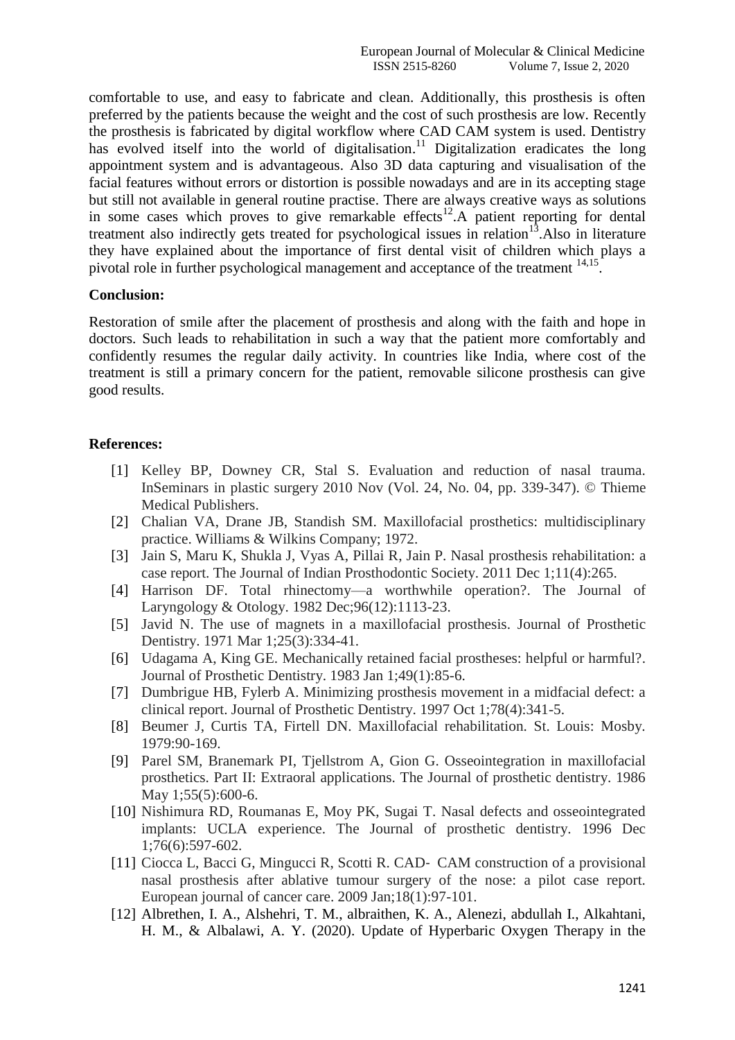comfortable to use, and easy to fabricate and clean. Additionally, this prosthesis is often preferred by the patients because the weight and the cost of such prosthesis are low. Recently the prosthesis is fabricated by digital workflow where CAD CAM system is used. Dentistry has evolved itself into the world of digitalisation.[11] Digitalization eradicates the long appointment system and is advantageous. Also 3D data capturing and visualisation of the facial features without errors or distortion is possible nowadays and are in its accepting stage but still not available in general routine practise. There are always creative ways as solutions in some cases which proves to give remarkable effects[12].A patient reporting for dental treatment also indirectly gets treated for psychological issues in relation[13].Also in literature they have explained about the importance of first dental visit of children which plays a pivotal role in further psychological management and acceptance of the treatment [14,15].

**Conclusion:**

Restoration of smile after the placement of prosthesis and along with the faith and hope in doctors. Such leads to rehabilitation in such a way that the patient more comfortably and confidently resumes the regular daily activity. In countries like India, where cost of the treatment is still a primary concern for the patient, removable silicone prosthesis can give good results.

**References:**

[1] Kelley BP, Downey CR, Stal S. Evaluation and reduction of nasal trauma. InSeminars in plastic surgery 2010 Nov (Vol. 24, No. 04, pp. 339-347). © Thieme Medical Publishers.

[2] Chalian VA, Drane JB, Standish SM. Maxillofacial prosthetics: multidisciplinary practice. Williams & Wilkins Company; 1972.

[3] Jain S, Maru K, Shukla J, Vyas A, Pillai R, Jain P. Nasal prosthesis rehabilitation: a case report. The Journal of Indian Prosthodontic Society. 2011 Dec 1;11(4):265.

[4] Harrison DF. Total rhinectomy—a worthwhile operation?. The Journal of Laryngology & Otology. 1982 Dec;96(12):1113-23.

[5] Javid N. The use of magnets in a maxillofacial prosthesis. Journal of Prosthetic Dentistry. 1971 Mar 1;25(3):334-41.

[6] Udagama A, King GE. Mechanically retained facial prostheses: helpful or harmful?. Journal of Prosthetic Dentistry. 1983 Jan 1;49(1):85-6.

[7] Dumbrigue HB, Fylerb A. Minimizing prosthesis movement in a midfacial defect: a clinical report. Journal of Prosthetic Dentistry. 1997 Oct 1;78(4):341-5.

[8] Beumer J, Curtis TA, Firtell DN. Maxillofacial rehabilitation. St. Louis: Mosby. 1979:90-169.

[9] Parel SM, Branemark PI, Tjellstrom A, Gion G. Osseointegration in maxillofacial prosthetics. Part II: Extraoral applications. The Journal of prosthetic dentistry. 1986 May 1;55(5):600-6.

[10] Nishimura RD, Roumanas E, Moy PK, Sugai T. Nasal defects and osseointegrated implants: UCLA experience. The Journal of prosthetic dentistry. 1996 Dec 1;76(6):597-602.

[11] Ciocca L, Bacci G, Mingucci R, Scotti R. CAD- CAM construction of a provisional nasal prosthesis after ablative tumour surgery of the nose: a pilot case report. European journal of cancer care. 2009 Jan;18(1):97-101.

[12] Albrethen, I. A., Alshehri, T. M., albraithen, K. A., Alenezi, abdullah I., Alkahtani, H. M., & Albalawi, A. Y. (2020). Update of Hyperbaric Oxygen Therapy in the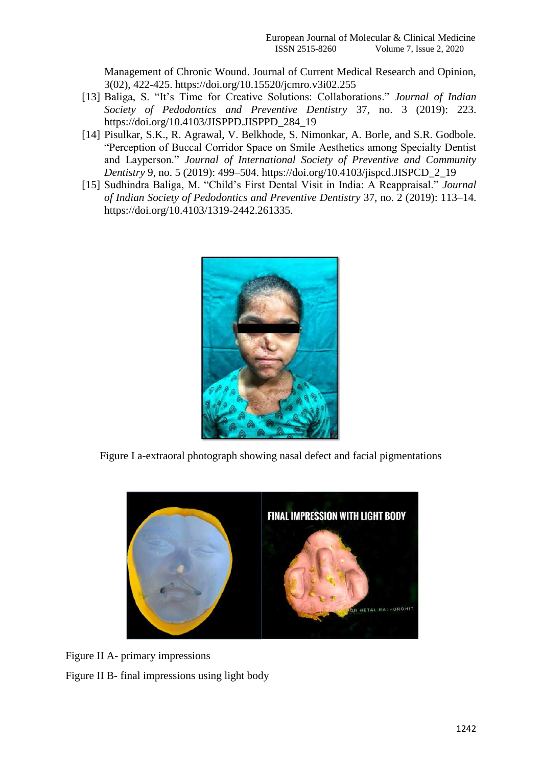Management of Chronic Wound. Journal of Current Medical Research and Opinion, 3(02), 422-425. https://doi.org/10.15520/jcmro.v3i02.255

[13] Baliga, S. "It's Time for Creative Solutions: Collaborations." *Journal of Indian Society of Pedodontics and Preventive Dentistry* 37, no. 3 (2019): 223. https://doi.org/10.4103/JISPPD.JISPPD_284_19

[14] Pisulkar, S.K., R. Agrawal, V. Belkhode, S. Nimonkar, A. Borle, and S.R. Godbole. "Perception of Buccal Corridor Space on Smile Aesthetics among Specialty Dentist and Layperson." *Journal of International Society of Preventive and Community Dentistry* 9, no. 5 (2019): 499–504. https://doi.org/10.4103/jispcd.JISPCD_2_19

[15] Sudhindra Baliga, M. "Child's First Dental Visit in India: A Reappraisal." *Journal of Indian Society of Pedodontics and Preventive Dentistry* 37, no. 2 (2019): 113–14. https://doi.org/10.4103/1319-2442.261335.

Figure I a-extraoral photograph showing nasal defect and facial pigmentations

Figure II A- primary impressions

Figure II B- final impressions using light body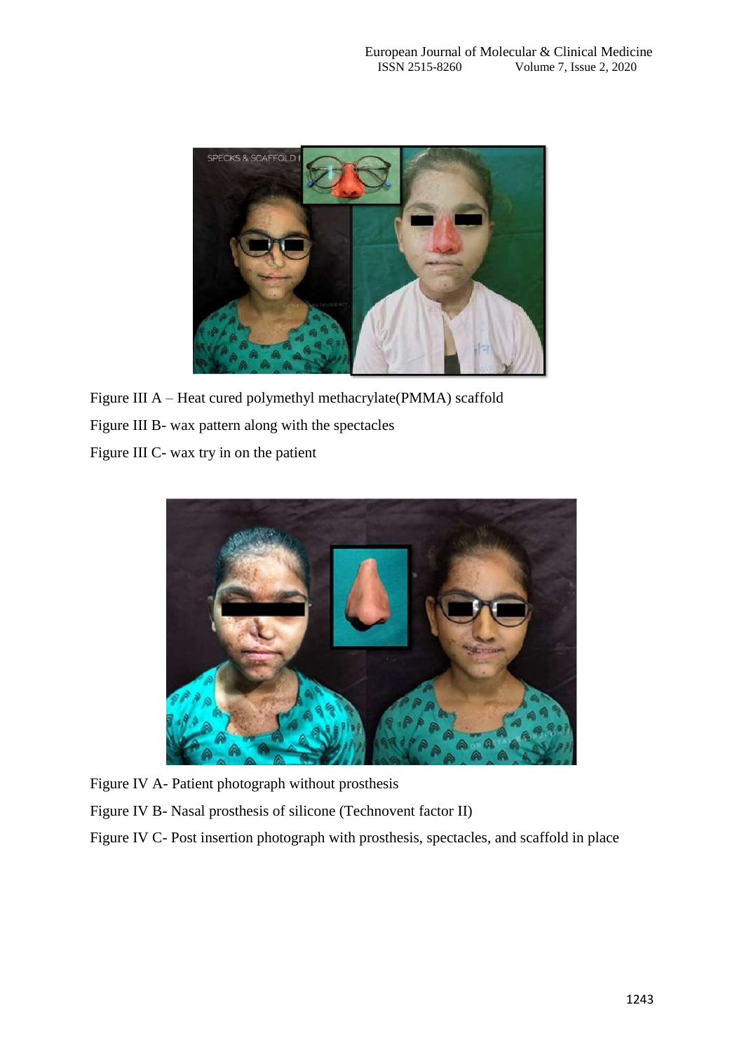Figure III A – Heat cured polymethyl methacrylate(PMMA) scaffold

Figure III B- wax pattern along with the spectacles

Figure III C- wax try in on the patient

Figure IV A- Patient photograph without prosthesis

Figure IV B- Nasal prosthesis of silicone (Technovent factor II)

Figure IV C- Post insertion photograph with prosthesis, spectacles, and scaffold in place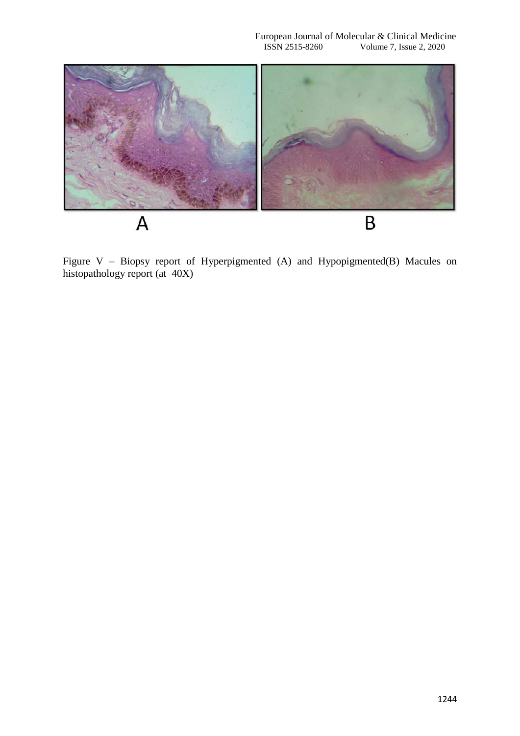A

B

Figure V – Biopsy report of Hyperpigmented (A) and Hypopigmented(B) Macules on histopathology report (at 40X)